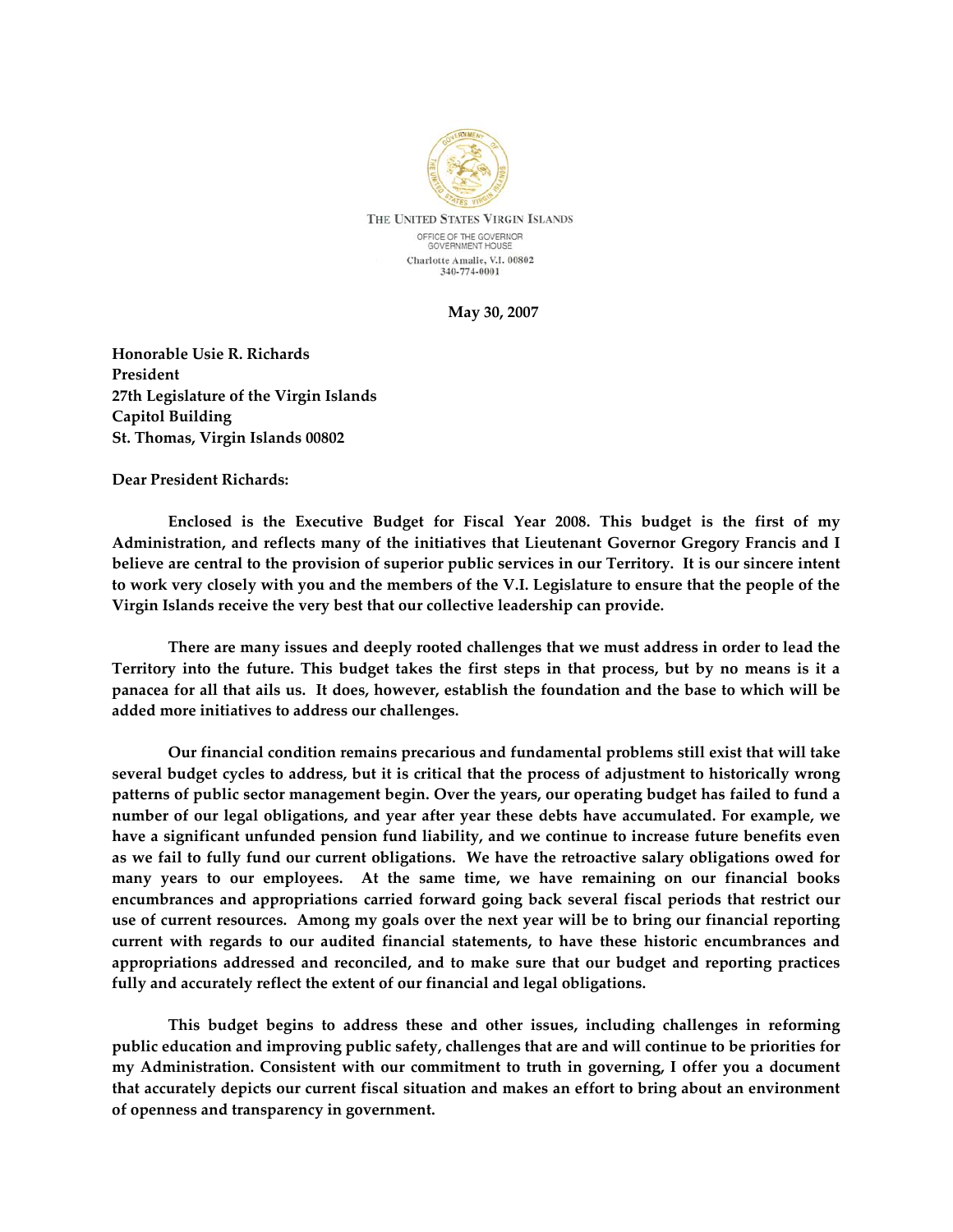THE UNITED STATES VIRGIN ISLANDS

OFFICE OF THE GOVERNOR
GOVERNMENT HOUSE
Charlotte Amalie, V.I. 00802
340-774-0001

**May 30, 2007**

**Honorable Usie R. Richards**
**President**
**27th Legislature of the Virgin Islands**
**Capitol Building**
**St. Thomas, Virgin Islands 00802**

**Dear President Richards:**

**Enclosed is the Executive Budget for Fiscal Year 2008. This budget is the first of my Administration, and reflects many of the initiatives that Lieutenant Governor Gregory Francis and I believe are central to the provision of superior public services in our Territory. It is our sincere intent to work very closely with you and the members of the V.I. Legislature to ensure that the people of the Virgin Islands receive the very best that our collective leadership can provide.**

**There are many issues and deeply rooted challenges that we must address in order to lead the Territory into the future. This budget takes the first steps in that process, but by no means is it a panacea for all that ails us. It does, however, establish the foundation and the base to which will be added more initiatives to address our challenges.**

**Our financial condition remains precarious and fundamental problems still exist that will take several budget cycles to address, but it is critical that the process of adjustment to historically wrong patterns of public sector management begin. Over the years, our operating budget has failed to fund a number of our legal obligations, and year after year these debts have accumulated. For example, we have a significant unfunded pension fund liability, and we continue to increase future benefits even as we fail to fully fund our current obligations. We have the retroactive salary obligations owed for many years to our employees. At the same time, we have remaining on our financial books encumbrances and appropriations carried forward going back several fiscal periods that restrict our use of current resources. Among my goals over the next year will be to bring our financial reporting current with regards to our audited financial statements, to have these historic encumbrances and appropriations addressed and reconciled, and to make sure that our budget and reporting practices fully and accurately reflect the extent of our financial and legal obligations.**

**This budget begins to address these and other issues, including challenges in reforming public education and improving public safety, challenges that are and will continue to be priorities for my Administration. Consistent with our commitment to truth in governing, I offer you a document that accurately depicts our current fiscal situation and makes an effort to bring about an environment of openness and transparency in government.**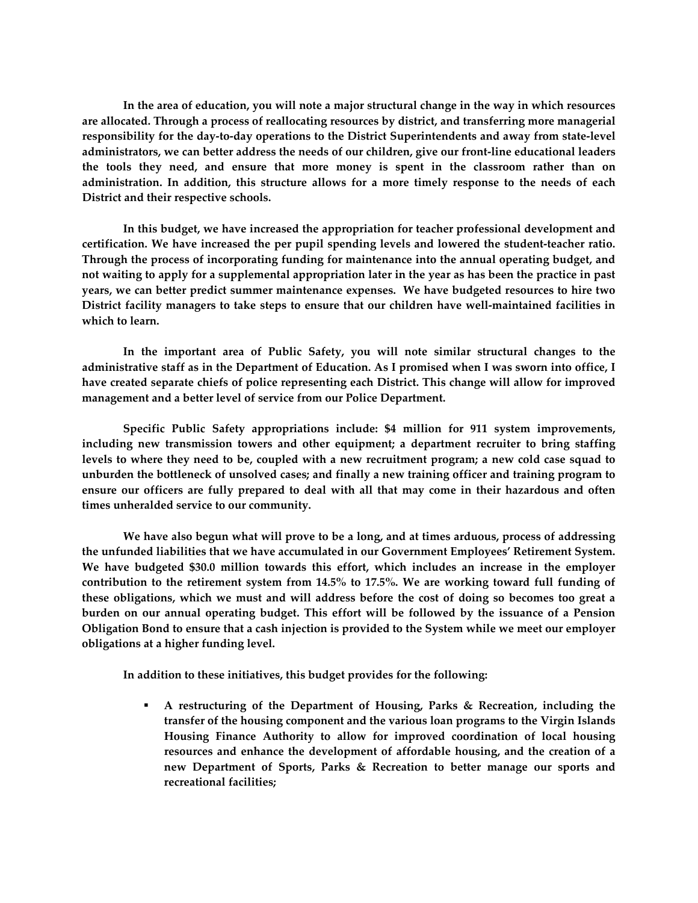**In the area of education, you will note a major structural change in the way in which resources are allocated. Through a process of reallocating resources by district, and transferring more managerial responsibility for the day-to-day operations to the District Superintendents and away from state-level administrators, we can better address the needs of our children, give our front-line educational leaders the tools they need, and ensure that more money is spent in the classroom rather than on administration. In addition, this structure allows for a more timely response to the needs of each District and their respective schools.**

**In this budget, we have increased the appropriation for teacher professional development and certification. We have increased the per pupil spending levels and lowered the student-teacher ratio. Through the process of incorporating funding for maintenance into the annual operating budget, and not waiting to apply for a supplemental appropriation later in the year as has been the practice in past years, we can better predict summer maintenance expenses. We have budgeted resources to hire two District facility managers to take steps to ensure that our children have well-maintained facilities in which to learn.**

**In the important area of Public Safety, you will note similar structural changes to the administrative staff as in the Department of Education. As I promised when I was sworn into office, I have created separate chiefs of police representing each District. This change will allow for improved management and a better level of service from our Police Department.**

**Specific Public Safety appropriations include: $4 million for 911 system improvements, including new transmission towers and other equipment; a department recruiter to bring staffing levels to where they need to be, coupled with a new recruitment program; a new cold case squad to unburden the bottleneck of unsolved cases; and finally a new training officer and training program to ensure our officers are fully prepared to deal with all that may come in their hazardous and often times unheralded service to our community.**

**We have also begun what will prove to be a long, and at times arduous, process of addressing the unfunded liabilities that we have accumulated in our Government Employees' Retirement System. We have budgeted $30.0 million towards this effort, which includes an increase in the employer contribution to the retirement system from 14.5% to 17.5%. We are working toward full funding of these obligations, which we must and will address before the cost of doing so becomes too great a burden on our annual operating budget. This effort will be followed by the issuance of a Pension Obligation Bond to ensure that a cash injection is provided to the System while we meet our employer obligations at a higher funding level.**

**In addition to these initiatives, this budget provides for the following:**

- **A restructuring of the Department of Housing, Parks & Recreation, including the transfer of the housing component and the various loan programs to the Virgin Islands Housing Finance Authority to allow for improved coordination of local housing resources and enhance the development of affordable housing, and the creation of a new Department of Sports, Parks & Recreation to better manage our sports and recreational facilities;**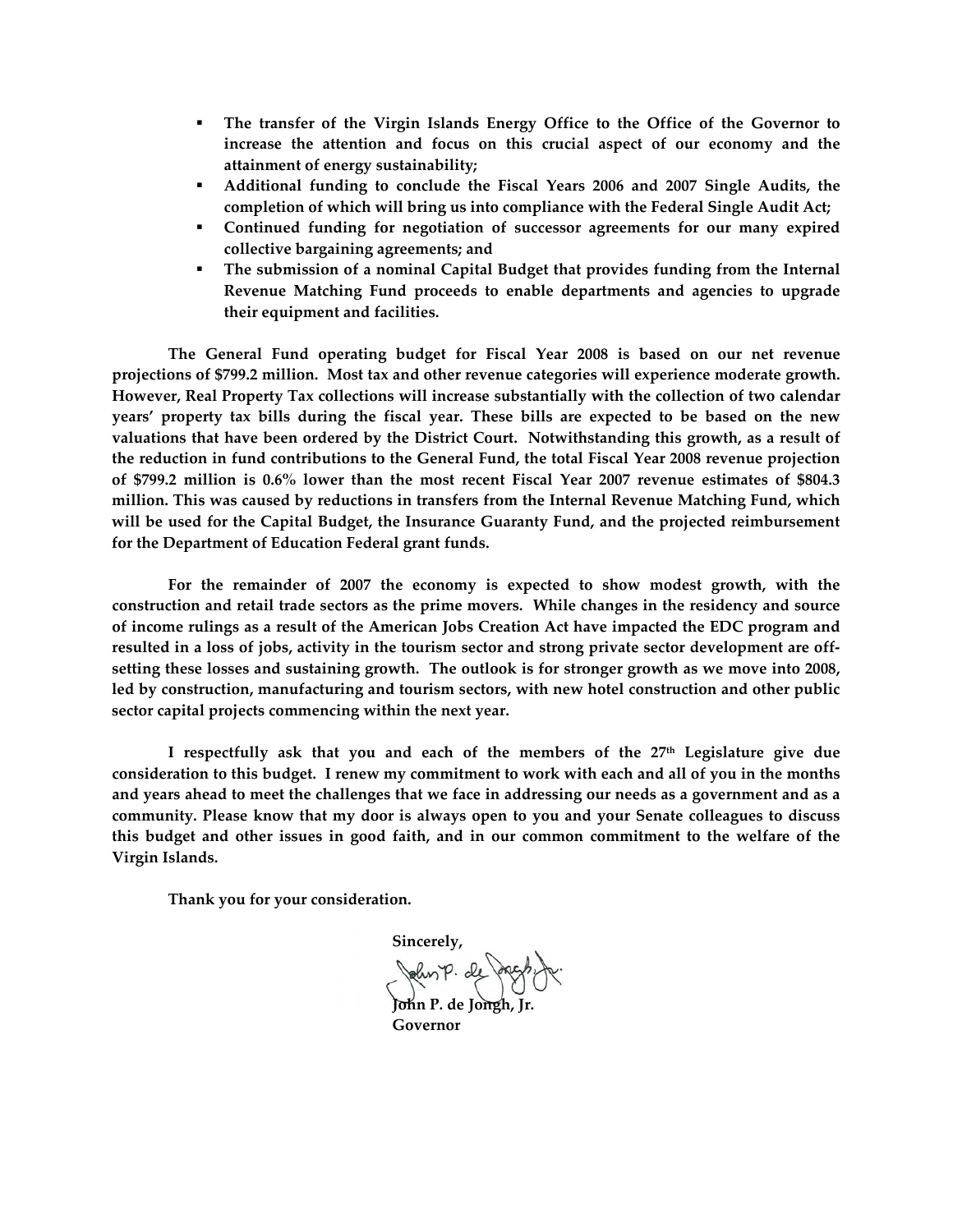- **The transfer of the Virgin Islands Energy Office to the Office of the Governor to increase the attention and focus on this crucial aspect of our economy and the attainment of energy sustainability;**
- **Additional funding to conclude the Fiscal Years 2006 and 2007 Single Audits, the completion of which will bring us into compliance with the Federal Single Audit Act;**
- **Continued funding for negotiation of successor agreements for our many expired collective bargaining agreements; and**
- **The submission of a nominal Capital Budget that provides funding from the Internal Revenue Matching Fund proceeds to enable departments and agencies to upgrade their equipment and facilities.**

**The General Fund operating budget for Fiscal Year 2008 is based on our net revenue projections of $799.2 million. Most tax and other revenue categories will experience moderate growth. However, Real Property Tax collections will increase substantially with the collection of two calendar years' property tax bills during the fiscal year. These bills are expected to be based on the new valuations that have been ordered by the District Court. Notwithstanding this growth, as a result of the reduction in fund contributions to the General Fund, the total Fiscal Year 2008 revenue projection of $799.2 million is 0.6% lower than the most recent Fiscal Year 2007 revenue estimates of $804.3 million. This was caused by reductions in transfers from the Internal Revenue Matching Fund, which will be used for the Capital Budget, the Insurance Guaranty Fund, and the projected reimbursement for the Department of Education Federal grant funds.**

**For the remainder of 2007 the economy is expected to show modest growth, with the construction and retail trade sectors as the prime movers. While changes in the residency and source of income rulings as a result of the American Jobs Creation Act have impacted the EDC program and resulted in a loss of jobs, activity in the tourism sector and strong private sector development are off-setting these losses and sustaining growth. The outlook is for stronger growth as we move into 2008, led by construction, manufacturing and tourism sectors, with new hotel construction and other public sector capital projects commencing within the next year.**

**I respectfully ask that you and each of the members of the 27th Legislature give due consideration to this budget. I renew my commitment to work with each and all of you in the months and years ahead to meet the challenges that we face in addressing our needs as a government and as a community. Please know that my door is always open to you and your Senate colleagues to discuss this budget and other issues in good faith, and in our common commitment to the welfare of the Virgin Islands.**

**Thank you for your consideration.**

**Sincerely,**

**John P. de Jongh, Jr.**
**Governor**